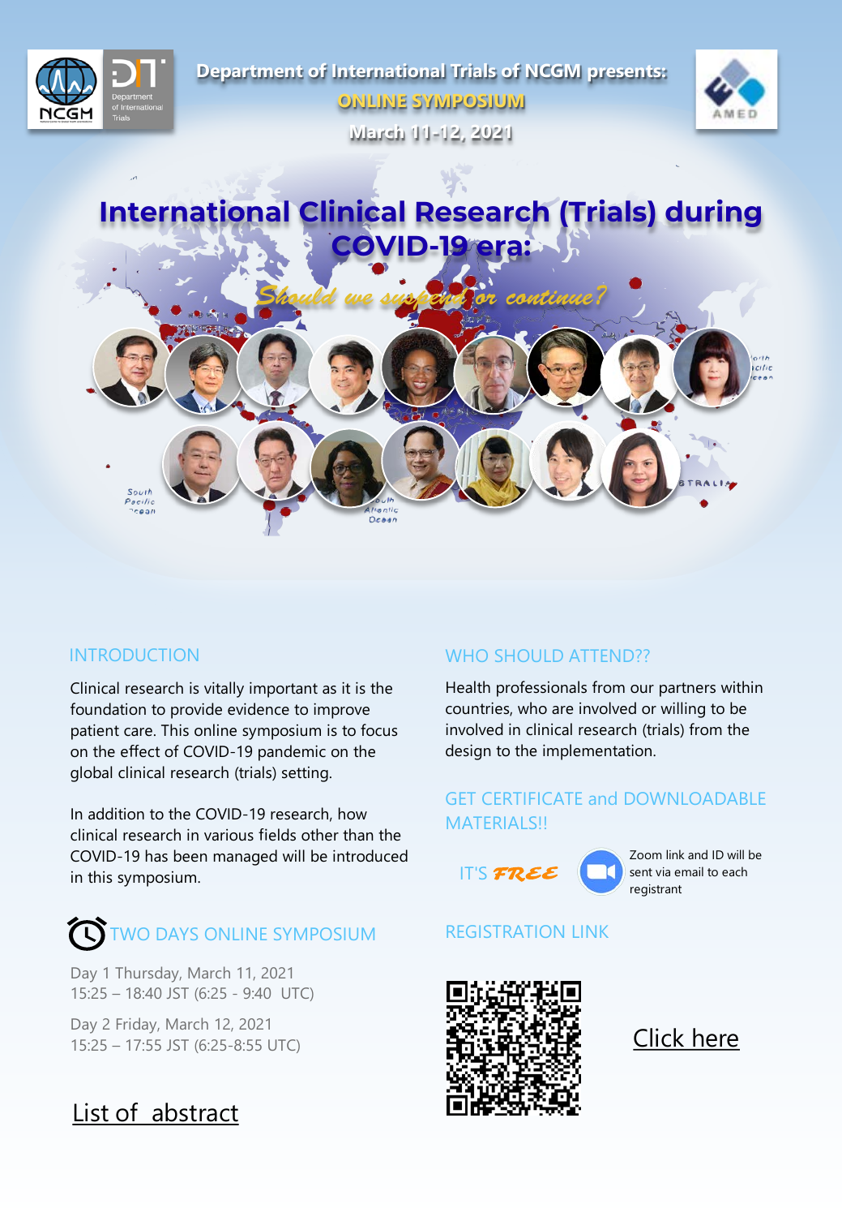Department of International Trials of NCGM presents:

ONLINE SYMPOSIUM

March 11-12, 2021

# International Clinical Research (Trials) during COVID-19 era:

*Should we suspend or continue?*

## INTRODUCTION

Clinical research is vitally important as it is the foundation to provide evidence to improve patient care. This online symposium is to focus on the effect of COVID-19 pandemic on the global clinical research (trials) setting.

In addition to the COVID-19 research, how clinical research in various fields other than the COVID-19 has been managed will be introduced in this symposium.

## TWO DAYS ONLINE SYMPOSIUM

Day 1 Thursday, March 11, 2021
15:25 – 18:40 JST (6:25 - 9:40 UTC)

Day 2 Friday, March 12, 2021
15:25 – 17:55 JST (6:25-8:55 UTC)

List of abstract

## WHO SHOULD ATTEND??

Health professionals from our partners within countries, who are involved or willing to be involved in clinical research (trials) from the design to the implementation.

## GET CERTIFICATE and DOWNLOADABLE MATERIALS!!

IT'S ***FREE***

Zoom link and ID will be sent via email to each registrant

## REGISTRATION LINK

Click here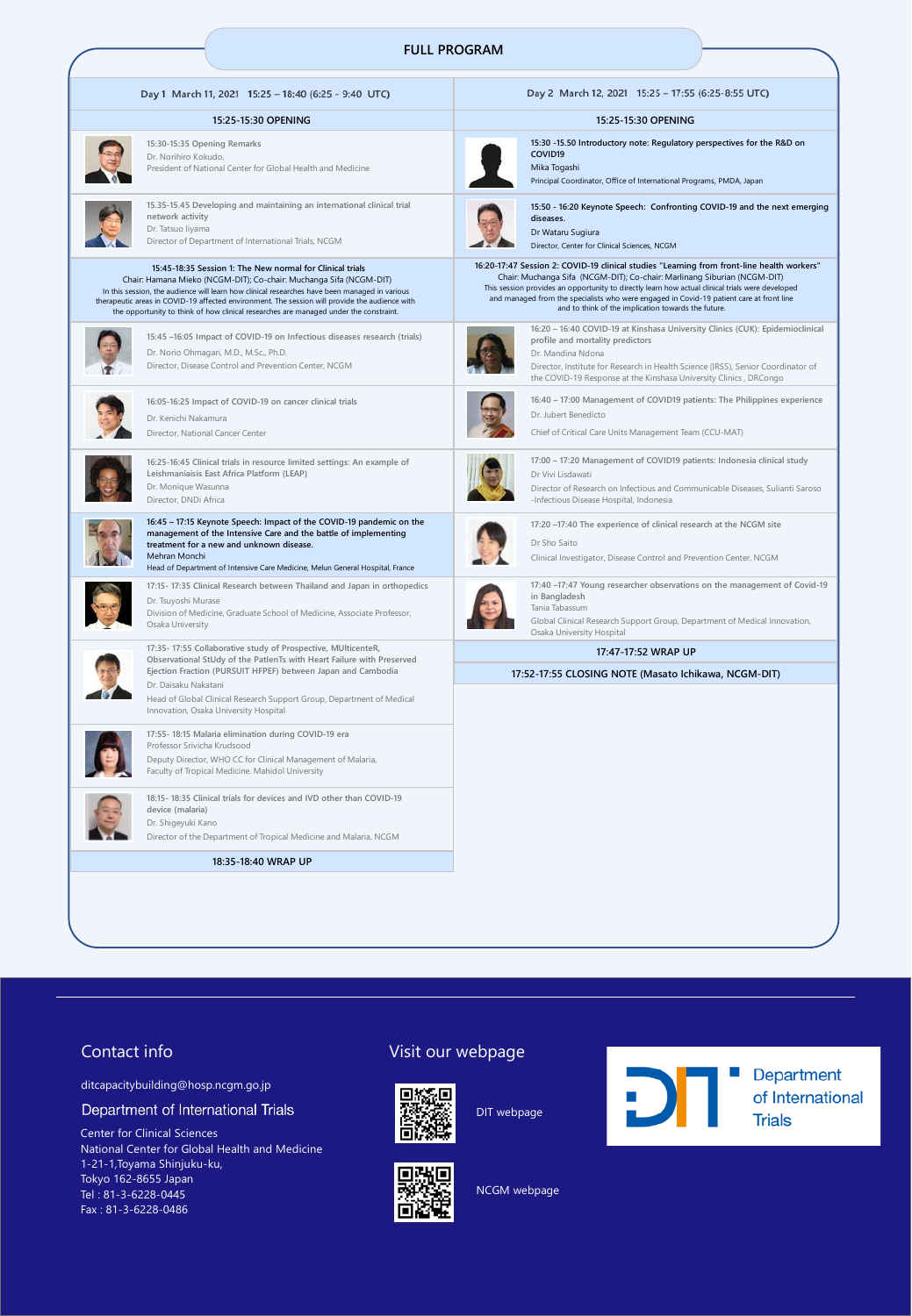# FULL PROGRAM

## Day 1 March 11, 2021 15:25 – 18:40 (6:25 - 9:40 UTC)

**15:25-15:30 OPENING**

15:30-15:35 Opening Remarks
Dr. Norihiro Kokudo,
President of National Center for Global Health and Medicine

15.35-15.45 Developing and maintaining an international clinical trial network activity
Dr. Tatsuo Iiyama
Director of Department of International Trials, NCGM

**15:45-18:35 Session 1: The New normal for Clinical trials**
Chair: Hamana Mieko (NCGM-DIT); Co-chair: Muchanga Sifa (NCGM-DIT)
In this session, the audience will learn how clinical researches have been managed in various therapeutic areas in COVID-19 affected environment. The session will provide the audience with the opportunity to think of how clinical researches are managed under the constraint.

15:45 –16:05 Impact of COVID-19 on Infectious diseases research (trials)
Dr. Norio Ohmagari, M.D., M.Sc., Ph.D.
Director, Disease Control and Prevention Center, NCGM

16:05-16:25 Impact of COVID-19 on cancer clinical trials
Dr. Kenichi Nakamura
Director, National Cancer Center

16:25-16:45 Clinical trials in resource limited settings: An example of Leishmaniaisis East Africa Platform (LEAP)
Dr. Monique Wasunna
Director, DNDi Africa

**16:45 – 17:15 Keynote Speech: Impact of the COVID-19 pandemic on the management of the Intensive Care and the battle of implementing treatment for a new and unknown disease.**
Mehran Monchi
Head of Department of Intensive Care Medicine, Melun General Hospital, France

17:15- 17:35 Clinical Research between Thailand and Japan in orthopedics
Dr. Tsuyoshi Murase
Division of Medicine, Graduate School of Medicine, Associate Professor, Osaka University

17:35- 17:55 Collaborative study of Prospective, MUlticenteR, Observational StUdy of the PatIenTs with Heart Failure with Preserved Ejection Fraction (PURSUIT HFPEF) between Japan and Cambodia
Dr. Daisaku Nakatani
Head of Global Clinical Research Support Group, Department of Medical Innovation, Osaka University Hospital

17:55- 18:15 Malaria elimination during COVID-19 era
Professor Srivicha Krudsood
Deputy Director, WHO CC for Clinical Management of Malaria, Faculty of Tropical Medicine. Mahidol University

18:15- 18:35 Clinical trials for devices and IVD other than COVID-19 device (malaria)
Dr. Shigeyuki Kano
Director of the Department of Tropical Medicine and Malaria, NCGM

**18:35-18:40 WRAP UP**

## Day 2 March 12, 2021 15:25 – 17:55 (6:25-8:55 UTC)

**15:25-15:30 OPENING**

**15:30 -15.50 Introductory note: Regulatory perspectives for the R&D on COVID19**
Mika Togashi
Principal Coordinator, Office of International Programs, PMDA, Japan

**15:50 - 16:20 Keynote Speech: Confronting COVID-19 and the next emerging diseases.**
Dr Wataru Sugiura
Director, Center for Clinical Sciences, NCGM

**16:20-17:47 Session 2: COVID-19 clinical studies "Learning from front-line health workers"**
Chair: Muchanga Sifa (NCGM-DIT); Co-chair: Marlinang Siburian (NCGM-DIT)
This session provides an opportunity to directly learn how actual clinical trials were developed and managed from the specialists who were engaged in Covid-19 patient care at front line and to think of the implication towards the future.

16:20 – 16:40 COVID-19 at Kinshasa University Clinics (CUK): Epidemioclinical profile and mortality predictors
Dr. Mandina Ndona
Director, Institute for Research in Health Science (IRSS), Senior Coordinator of the COVID-19 Response at the Kinshasa University Clinics , DRCongo

16:40 – 17:00 Management of COVID19 patients: The Philippines experience
Dr. Jubert Benedicto
Chief of Critical Care Units Management Team (CCU-MAT)

17:00 – 17:20 Management of COVID19 patients: Indonesia clinical study
Dr Vivi Lisdawati
Director of Research on Infectious and Communicable Diseases, Sulianti Saroso -Infectious Disease Hospital, Indonesia

17:20 –17:40 The experience of clinical research at the NCGM site
Dr Sho Saito
Clinical Investigator, Disease Control and Prevention Center, NCGM

17:40 –17:47 Young researcher observations on the management of Covid-19 in Bangladesh
Tania Tabassum
Global Clinical Research Support Group, Department of Medical Innovation, Osaka University Hospital

**17:47-17:52 WRAP UP**

**17:52-17:55 CLOSING NOTE (Masato Ichikawa, NCGM-DIT)**

## Contact info

ditcapacitybuilding@hosp.ncgm.go.jp

### Department of International Trials

Center for Clinical Sciences
National Center for Global Health and Medicine
1-21-1,Toyama Shinjuku-ku,
Tokyo 162-8655 Japan
Tel : 81-3-6228-0445
Fax : 81-3-6228-0486

## Visit our webpage

DIT webpage

NCGM webpage

Department of International Trials